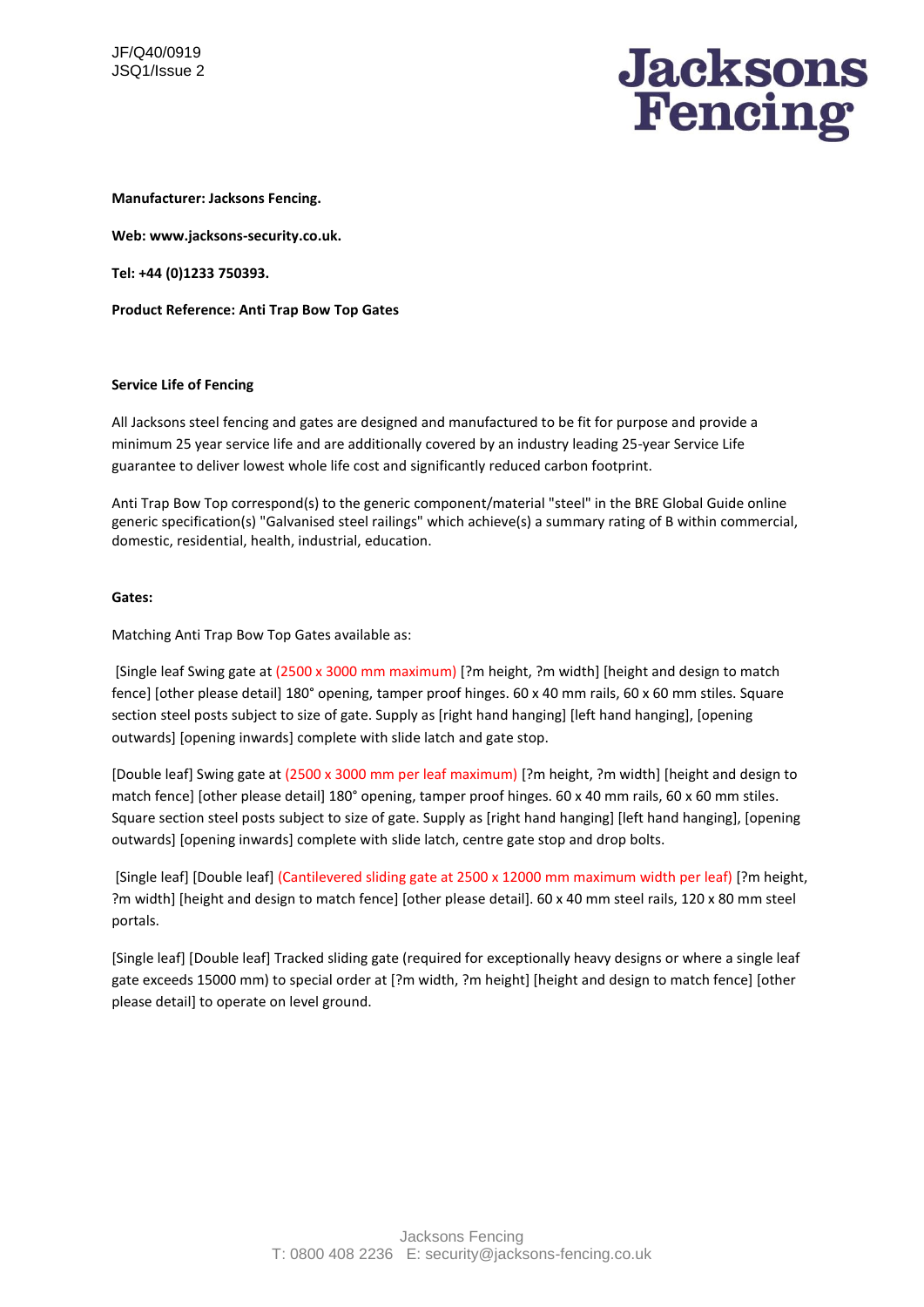JF/Q40/0919
JSQ1/Issue 2

**Jacksons Fencing**

**Manufacturer: Jacksons Fencing.**

**Web: www.jacksons-security.co.uk.**

**Tel: +44 (0)1233 750393.**

**Product Reference: Anti Trap Bow Top Gates**

**Service Life of Fencing**

All Jacksons steel fencing and gates are designed and manufactured to be fit for purpose and provide a minimum 25 year service life and are additionally covered by an industry leading 25-year Service Life guarantee to deliver lowest whole life cost and significantly reduced carbon footprint.

Anti Trap Bow Top correspond(s) to the generic component/material "steel" in the BRE Global Guide online generic specification(s) "Galvanised steel railings" which achieve(s) a summary rating of B within commercial, domestic, residential, health, industrial, education.

**Gates:**

Matching Anti Trap Bow Top Gates available as:

[Single leaf Swing gate at (2500 x 3000 mm maximum) [?m height, ?m width] [height and design to match fence] [other please detail] 180° opening, tamper proof hinges. 60 x 40 mm rails, 60 x 60 mm stiles. Square section steel posts subject to size of gate. Supply as [right hand hanging] [left hand hanging], [opening outwards] [opening inwards] complete with slide latch and gate stop.

[Double leaf] Swing gate at (2500 x 3000 mm per leaf maximum) [?m height, ?m width] [height and design to match fence] [other please detail] 180° opening, tamper proof hinges. 60 x 40 mm rails, 60 x 60 mm stiles. Square section steel posts subject to size of gate. Supply as [right hand hanging] [left hand hanging], [opening outwards] [opening inwards] complete with slide latch, centre gate stop and drop bolts.

[Single leaf] [Double leaf] (Cantilevered sliding gate at 2500 x 12000 mm maximum width per leaf) [?m height, ?m width] [height and design to match fence] [other please detail]. 60 x 40 mm steel rails, 120 x 80 mm steel portals.

[Single leaf] [Double leaf] Tracked sliding gate (required for exceptionally heavy designs or where a single leaf gate exceeds 15000 mm) to special order at [?m width, ?m height] [height and design to match fence] [other please detail] to operate on level ground.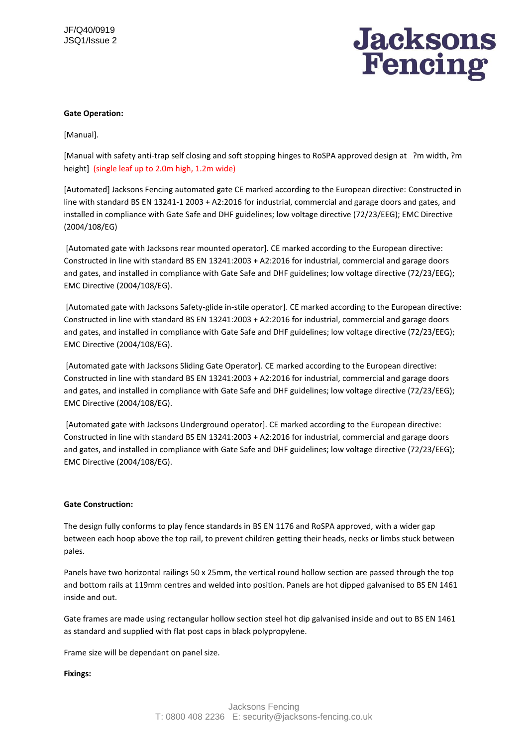**Gate Operation:**

[Manual].

[Manual with safety anti-trap self closing and soft stopping hinges to RoSPA approved design at ?m width, ?m height] (single leaf up to 2.0m high, 1.2m wide)

[Automated] Jacksons Fencing automated gate CE marked according to the European directive: Constructed in line with standard BS EN 13241-1 2003 + A2:2016 for industrial, commercial and garage doors and gates, and installed in compliance with Gate Safe and DHF guidelines; low voltage directive (72/23/EEG); EMC Directive (2004/108/EG)

[Automated gate with Jacksons rear mounted operator]. CE marked according to the European directive: Constructed in line with standard BS EN 13241:2003 + A2:2016 for industrial, commercial and garage doors and gates, and installed in compliance with Gate Safe and DHF guidelines; low voltage directive (72/23/EEG); EMC Directive (2004/108/EG).

[Automated gate with Jacksons Safety-glide in-stile operator]. CE marked according to the European directive: Constructed in line with standard BS EN 13241:2003 + A2:2016 for industrial, commercial and garage doors and gates, and installed in compliance with Gate Safe and DHF guidelines; low voltage directive (72/23/EEG); EMC Directive (2004/108/EG).

[Automated gate with Jacksons Sliding Gate Operator]. CE marked according to the European directive: Constructed in line with standard BS EN 13241:2003 + A2:2016 for industrial, commercial and garage doors and gates, and installed in compliance with Gate Safe and DHF guidelines; low voltage directive (72/23/EEG); EMC Directive (2004/108/EG).

[Automated gate with Jacksons Underground operator]. CE marked according to the European directive: Constructed in line with standard BS EN 13241:2003 + A2:2016 for industrial, commercial and garage doors and gates, and installed in compliance with Gate Safe and DHF guidelines; low voltage directive (72/23/EEG); EMC Directive (2004/108/EG).

**Gate Construction:**

The design fully conforms to play fence standards in BS EN 1176 and RoSPA approved, with a wider gap between each hoop above the top rail, to prevent children getting their heads, necks or limbs stuck between pales.

Panels have two horizontal railings 50 x 25mm, the vertical round hollow section are passed through the top and bottom rails at 119mm centres and welded into position. Panels are hot dipped galvanised to BS EN 1461 inside and out.

Gate frames are made using rectangular hollow section steel hot dip galvanised inside and out to BS EN 1461 as standard and supplied with flat post caps in black polypropylene.

Frame size will be dependant on panel size.

**Fixings:**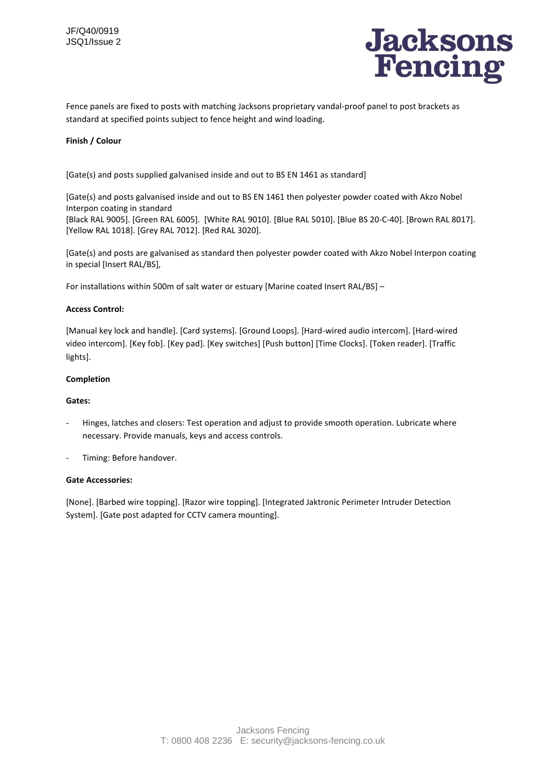Fence panels are fixed to posts with matching Jacksons proprietary vandal-proof panel to post brackets as standard at specified points subject to fence height and wind loading.

**Finish / Colour**

[Gate(s) and posts supplied galvanised inside and out to BS EN 1461 as standard]

[Gate(s) and posts galvanised inside and out to BS EN 1461 then polyester powder coated with Akzo Nobel Interpon coating in standard
[Black RAL 9005]. [Green RAL 6005]. [White RAL 9010]. [Blue RAL 5010]. [Blue BS 20-C-40]. [Brown RAL 8017]. [Yellow RAL 1018]. [Grey RAL 7012]. [Red RAL 3020].

[Gate(s) and posts are galvanised as standard then polyester powder coated with Akzo Nobel Interpon coating in special [Insert RAL/BS],

For installations within 500m of salt water or estuary [Marine coated Insert RAL/BS] –

**Access Control:**

[Manual key lock and handle]. [Card systems]. [Ground Loops]. [Hard-wired audio intercom]. [Hard-wired video intercom]. [Key fob]. [Key pad]. [Key switches] [Push button] [Time Clocks]. [Token reader]. [Traffic lights].

**Completion**

**Gates:**

- Hinges, latches and closers: Test operation and adjust to provide smooth operation. Lubricate where necessary. Provide manuals, keys and access controls.
- Timing: Before handover.

**Gate Accessories:**

[None]. [Barbed wire topping]. [Razor wire topping]. [Integrated Jaktronic Perimeter Intruder Detection System]. [Gate post adapted for CCTV camera mounting].